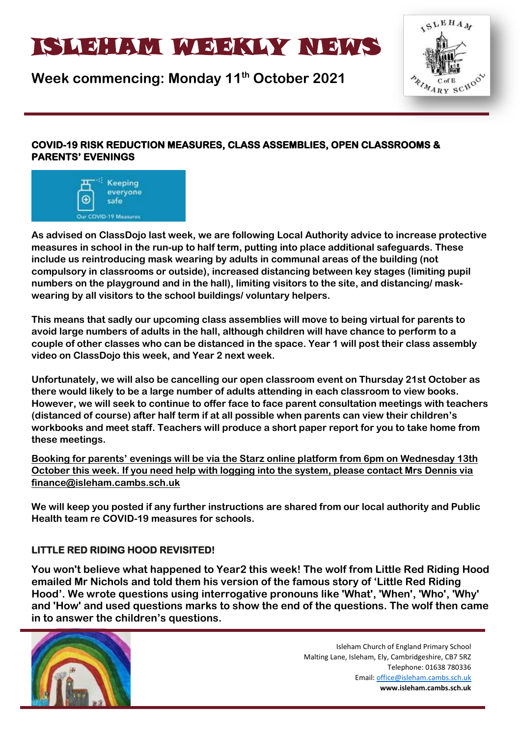# ISLEHAM WEEKLY NEWS

## Week commencing: Monday 11th October 2021

### COVID-19 RISK REDUCTION MEASURES, CLASS ASSEMBLIES, OPEN CLASSROOMS & PARENTS' EVENINGS

**As advised on ClassDojo last week, we are following Local Authority advice to increase protective measures in school in the run-up to half term, putting into place additional safeguards. These include us reintroducing mask wearing by adults in communal areas of the building (not compulsory in classrooms or outside), increased distancing between key stages (limiting pupil numbers on the playground and in the hall), limiting visitors to the site, and distancing/ mask-wearing by all visitors to the school buildings/ voluntary helpers.**

**This means that sadly our upcoming class assemblies will move to being virtual for parents to avoid large numbers of adults in the hall, although children will have chance to perform to a couple of other classes who can be distanced in the space. Year 1 will post their class assembly video on ClassDojo this week, and Year 2 next week.**

**Unfortunately, we will also be cancelling our open classroom event on Thursday 21st October as there would likely to be a large number of adults attending in each classroom to view books. However, we will seek to continue to offer face to face parent consultation meetings with teachers (distanced of course) after half term if at all possible when parents can view their children's workbooks and meet staff. Teachers will produce a short paper report for you to take home from these meetings.**

**Booking for parents' evenings will be via the Starz online platform from 6pm on Wednesday 13th October this week. If you need help with logging into the system, please contact Mrs Dennis via finance@isleham.cambs.sch.uk**

**We will keep you posted if any further instructions are shared from our local authority and Public Health team re COVID-19 measures for schools.**

### LITTLE RED RIDING HOOD REVISITED!

**You won't believe what happened to Year2 this week! The wolf from Little Red Riding Hood emailed Mr Nichols and told them his version of the famous story of 'Little Red Riding Hood'. We wrote questions using interrogative pronouns like 'What', 'When', 'Who', 'Why' and 'How' and used questions marks to show the end of the questions. The wolf then came in to answer the children's questions.**

Isleham Church of England Primary School
Malting Lane, Isleham, Ely, Cambridgeshire, CB7 5RZ
Telephone: 01638 780336
Email: office@isleham.cambs.sch.uk
**www.isleham.cambs.sch.uk**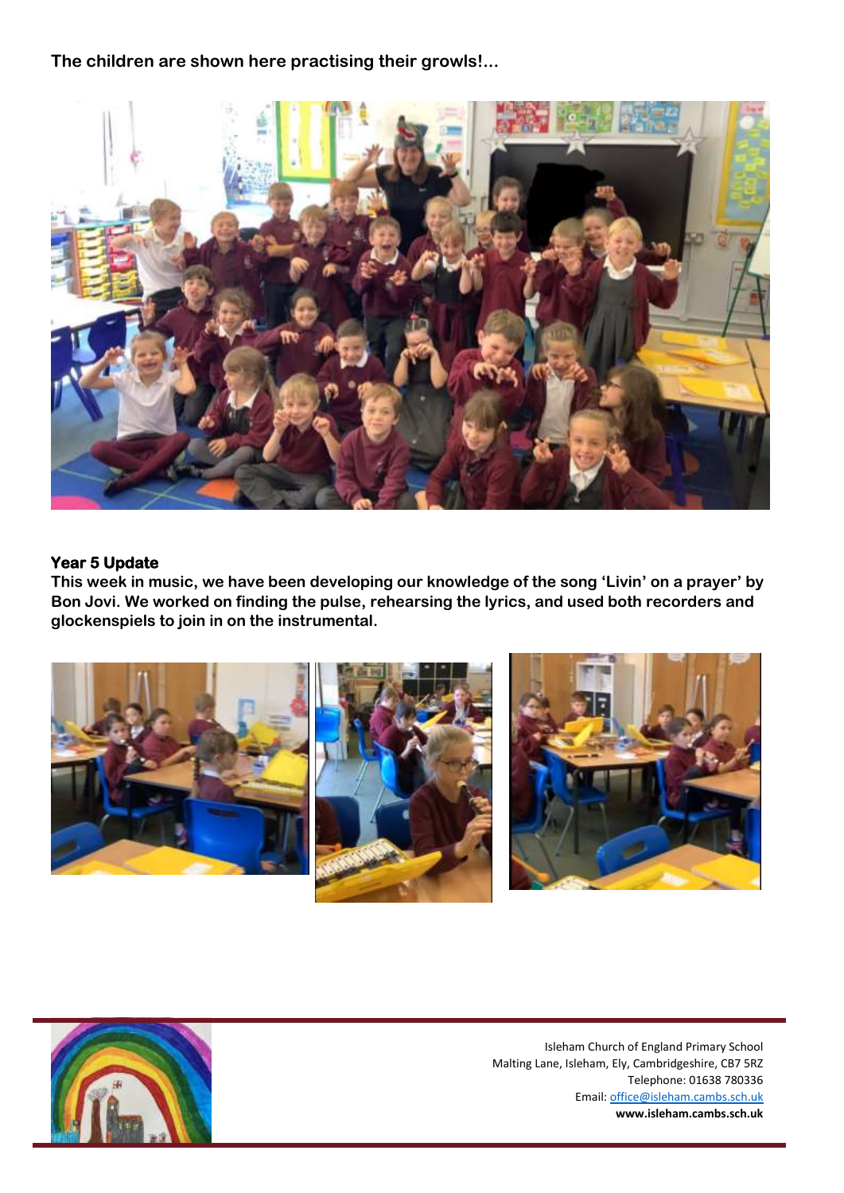**The children are shown here practising their growls!...**

### Year 5 Update

**This week in music, we have been developing our knowledge of the song 'Livin' on a prayer' by Bon Jovi. We worked on finding the pulse, rehearsing the lyrics, and used both recorders and glockenspiels to join in on the instrumental.**

Isleham Church of England Primary School
Malting Lane, Isleham, Ely, Cambridgeshire, CB7 5RZ
Telephone: 01638 780336
Email: office@isleham.cambs.sch.uk
**www.isleham.cambs.sch.uk**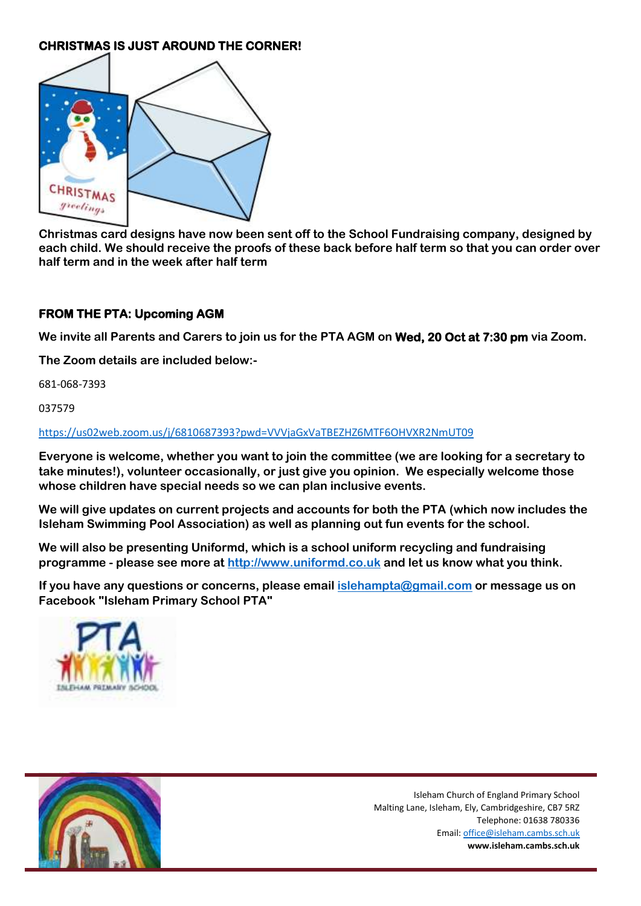## CHRISTMAS IS JUST AROUND THE CORNER!

**Christmas card designs have now been sent off to the School Fundraising company, designed by each child. We should receive the proofs of these back before half term so that you can order over half term and in the week after half term**

## FROM THE PTA: Upcoming AGM

**We invite all Parents and Carers to join us for the PTA AGM on Wed, 20 Oct at 7:30 pm via Zoom.**

**The Zoom details are included below:-**

681-068-7393

037579

https://us02web.zoom.us/j/6810687393?pwd=VVVjaGxVaTBEZHZ6MTF6OHVXR2NmUT09

**Everyone is welcome, whether you want to join the committee (we are looking for a secretary to take minutes!), volunteer occasionally, or just give you opinion. We especially welcome those whose children have special needs so we can plan inclusive events.**

**We will give updates on current projects and accounts for both the PTA (which now includes the Isleham Swimming Pool Association) as well as planning out fun events for the school.**

**We will also be presenting Uniformd, which is a school uniform recycling and fundraising programme - please see more at http://www.uniformd.co.uk and let us know what you think.**

**If you have any questions or concerns, please email islehampta@gmail.com or message us on Facebook "Isleham Primary School PTA"**

Isleham Church of England Primary School
Malting Lane, Isleham, Ely, Cambridgeshire, CB7 5RZ
Telephone: 01638 780336
Email: office@isleham.cambs.sch.uk
**www.isleham.cambs.sch.uk**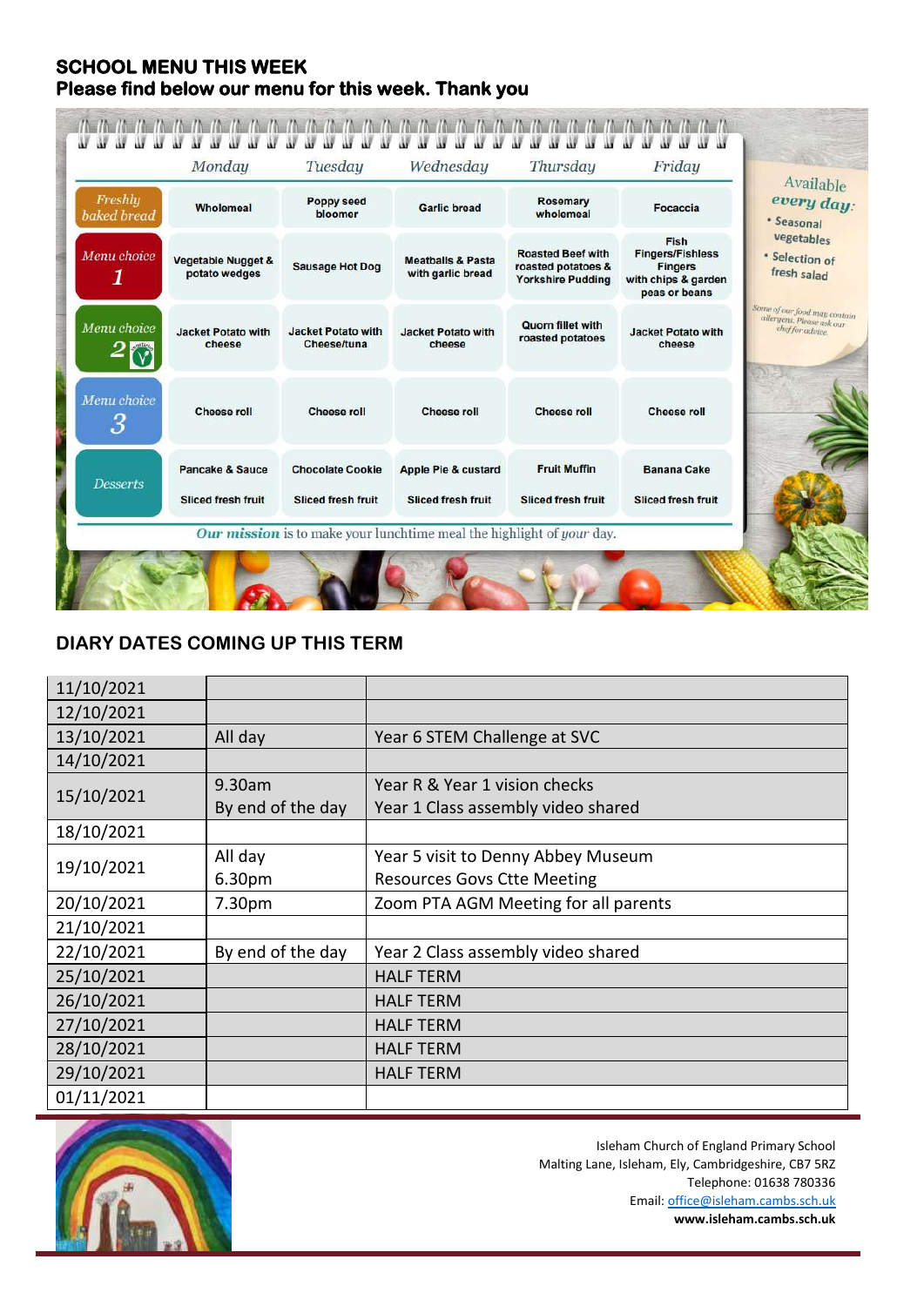## SCHOOL MENU THIS WEEK

**Please find below our menu for this week. Thank you**

| | Monday | Tuesday | Wednesday | Thursday | Friday |
|---|---|---|---|---|---|
| Freshly baked bread | Wholemeal | Poppy seed bloomer | Garlic bread | Rosemary wholemeal | Focaccia |
| Menu choice 1 | Vegetable Nugget & potato wedges | Sausage Hot Dog | Meatballs & Pasta with garlic bread | Roasted Beef with roasted potatoes & Yorkshire Pudding | Fish Fingers/Fishless Fingers with chips & garden peas or beans |
| Menu choice 2 | Jacket Potato with cheese | Jacket Potato with Cheese/tuna | Jacket Potato with cheese | Quorn fillet with roasted potatoes | Jacket Potato with cheese |
| Menu choice 3 | Cheese roll | Cheese roll | Cheese roll | Cheese roll | Cheese roll |
| Desserts | Pancake & Sauce<br>Sliced fresh fruit | Chocolate Cookie<br>Sliced fresh fruit | Apple Pie & custard<br>Sliced fresh fruit | Fruit Muffin<br>Sliced fresh fruit | Banana Cake<br>Sliced fresh fruit |

*Our mission* is to make your lunchtime meal the highlight of *your* day.

Available *every day*:
- Seasonal vegetables
- Selection of fresh salad

*Some of our food may contain allergens. Please ask our chef for advice.*

## DIARY DATES COMING UP THIS TERM

| Date | Time | Event |
|---|---|---|
| 11/10/2021 | | |
| 12/10/2021 | | |
| 13/10/2021 | All day | Year 6 STEM Challenge at SVC |
| 14/10/2021 | | |
| 15/10/2021 | 9.30am<br>By end of the day | Year R & Year 1 vision checks<br>Year 1 Class assembly video shared |
| 18/10/2021 | | |
| 19/10/2021 | All day<br>6.30pm | Year 5 visit to Denny Abbey Museum<br>Resources Govs Ctte Meeting |
| 20/10/2021 | 7.30pm | Zoom PTA AGM Meeting for all parents |
| 21/10/2021 | | |
| 22/10/2021 | By end of the day | Year 2 Class assembly video shared |
| 25/10/2021 | | HALF TERM |
| 26/10/2021 | | HALF TERM |
| 27/10/2021 | | HALF TERM |
| 28/10/2021 | | HALF TERM |
| 29/10/2021 | | HALF TERM |
| 01/11/2021 | | |

Isleham Church of England Primary School
Malting Lane, Isleham, Ely, Cambridgeshire, CB7 5RZ
Telephone: 01638 780336
Email: office@isleham.cambs.sch.uk
**www.isleham.cambs.sch.uk**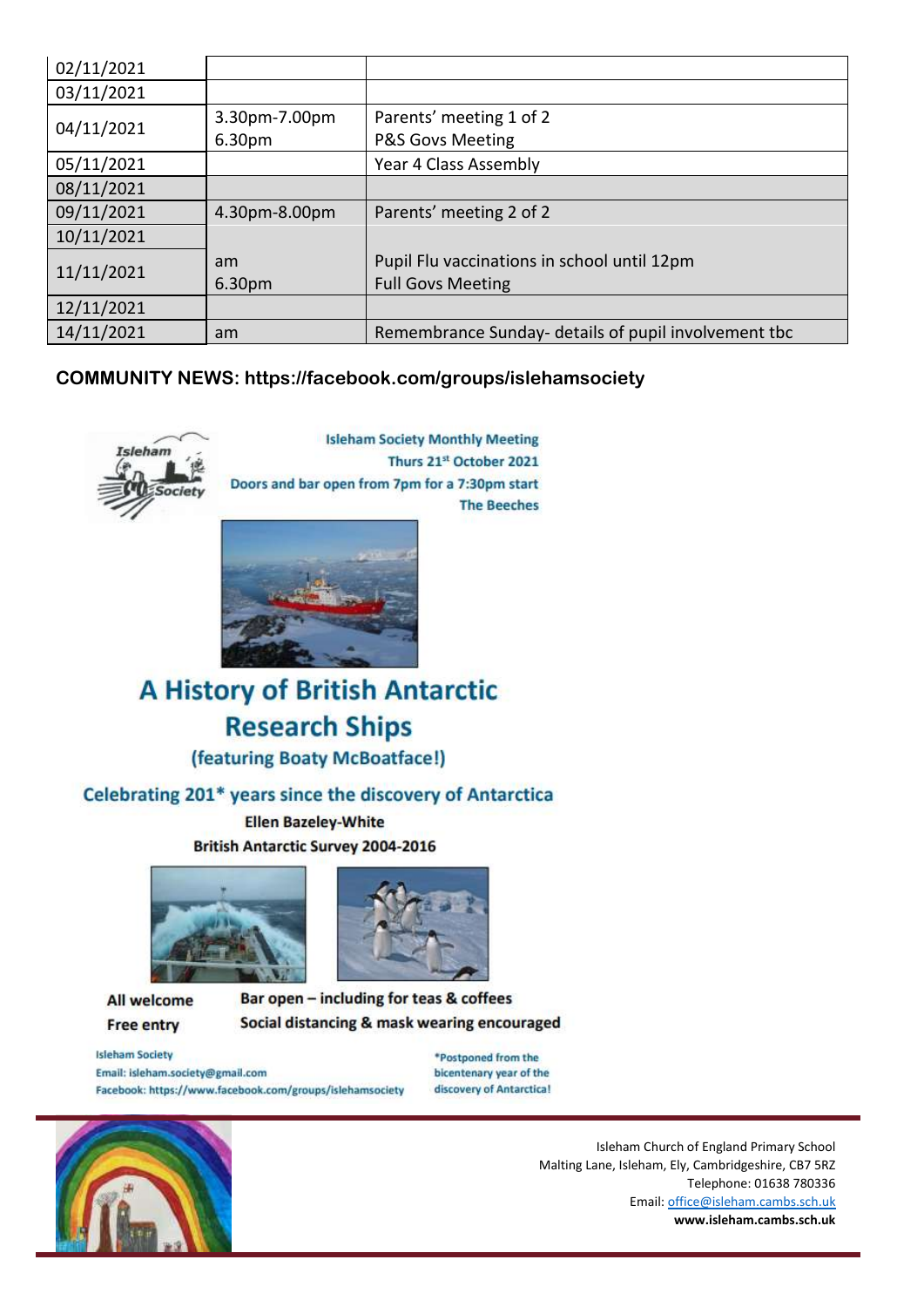| | | |
|---|---|---|
| 02/11/2021 | | |
| 03/11/2021 | | |
| 04/11/2021 | 3.30pm-7.00pm<br>6.30pm | Parents' meeting 1 of 2<br>P&S Govs Meeting |
| 05/11/2021 | | Year 4 Class Assembly |
| 08/11/2021 | | |
| 09/11/2021 | 4.30pm-8.00pm | Parents' meeting 2 of 2 |
| 10/11/2021 | | |
| 11/11/2021 | am<br>6.30pm | Pupil Flu vaccinations in school until 12pm<br>Full Govs Meeting |
| 12/11/2021 | | |
| 14/11/2021 | am | Remembrance Sunday- details of pupil involvement tbc |

**COMMUNITY NEWS: https://facebook.com/groups/islehamsociety**

Isleham Society Monthly Meeting
Thurs 21st October 2021
Doors and bar open from 7pm for a 7:30pm start
The Beeches

## A History of British Antarctic Research Ships

(featuring Boaty McBoatface!)

### Celebrating 201* years since the discovery of Antarctica

**Ellen Bazeley-White**
**British Antarctic Survey 2004-2016**

**All welcome**
**Free entry**

**Bar open – including for teas & coffees**
**Social distancing & mask wearing encouraged**

Isleham Society
Email: isleham.society@gmail.com
Facebook: https://www.facebook.com/groups/islehamsociety

*Postponed from the bicentenary year of the discovery of Antarctica!

Isleham Church of England Primary School
Malting Lane, Isleham, Ely, Cambridgeshire, CB7 5RZ
Telephone: 01638 780336
Email: office@isleham.cambs.sch.uk
**www.isleham.cambs.sch.uk**